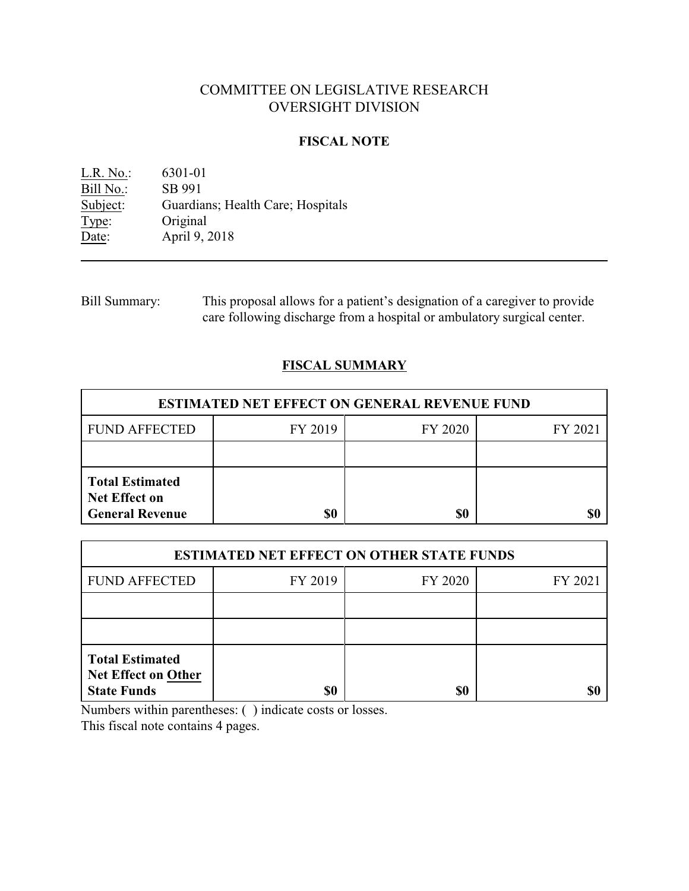# COMMITTEE ON LEGISLATIVE RESEARCH
# OVERSIGHT DIVISION

## FISCAL NOTE

L.R. No.: 6301-01
Bill No.: SB 991
Subject: Guardians; Health Care; Hospitals
Type: Original
Date: April 9, 2018

---

Bill Summary: This proposal allows for a patient's designation of a caregiver to provide care following discharge from a hospital or ambulatory surgical center.

## FISCAL SUMMARY

| ESTIMATED NET EFFECT ON GENERAL REVENUE FUND | | | |
|---|---|---|---|
| FUND AFFECTED | FY 2019 | FY 2020 | FY 2021 |
| | | | |
| **Total Estimated Net Effect on General Revenue** | **$0** | **$0** | **$0** |

| ESTIMATED NET EFFECT ON OTHER STATE FUNDS | | | |
|---|---|---|---|
| FUND AFFECTED | FY 2019 | FY 2020 | FY 2021 |
| | | | |
| | | | |
| **Total Estimated Net Effect on Other State Funds** | **$0** | **$0** | **$0** |

Numbers within parentheses: ( ) indicate costs or losses.
This fiscal note contains 4 pages.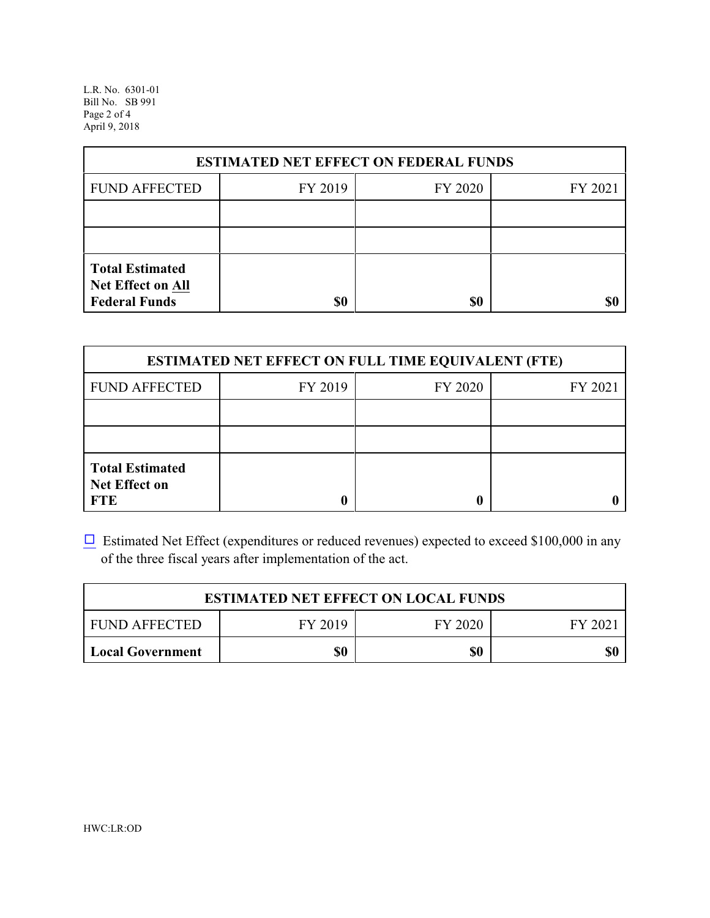| ESTIMATED NET EFFECT ON FEDERAL FUNDS | | | |
|---|---|---|---|
| FUND AFFECTED | FY 2019 | FY 2020 | FY 2021 |
| | | | |
| | | | |
| **Total Estimated Net Effect on All Federal Funds** | **$0** | **$0** | **$0** |

| ESTIMATED NET EFFECT ON FULL TIME EQUIVALENT (FTE) | | | |
|---|---|---|---|
| FUND AFFECTED | FY 2019 | FY 2020 | FY 2021 |
| | | | |
| | | | |
| **Total Estimated Net Effect on FTE** | **0** | **0** | **0** |

☐ Estimated Net Effect (expenditures or reduced revenues) expected to exceed $100,000 in any of the three fiscal years after implementation of the act.

| ESTIMATED NET EFFECT ON LOCAL FUNDS | | | |
|---|---|---|---|
| FUND AFFECTED | FY 2019 | FY 2020 | FY 2021 |
| **Local Government** | **$0** | **$0** | **$0** |

HWC:LR:OD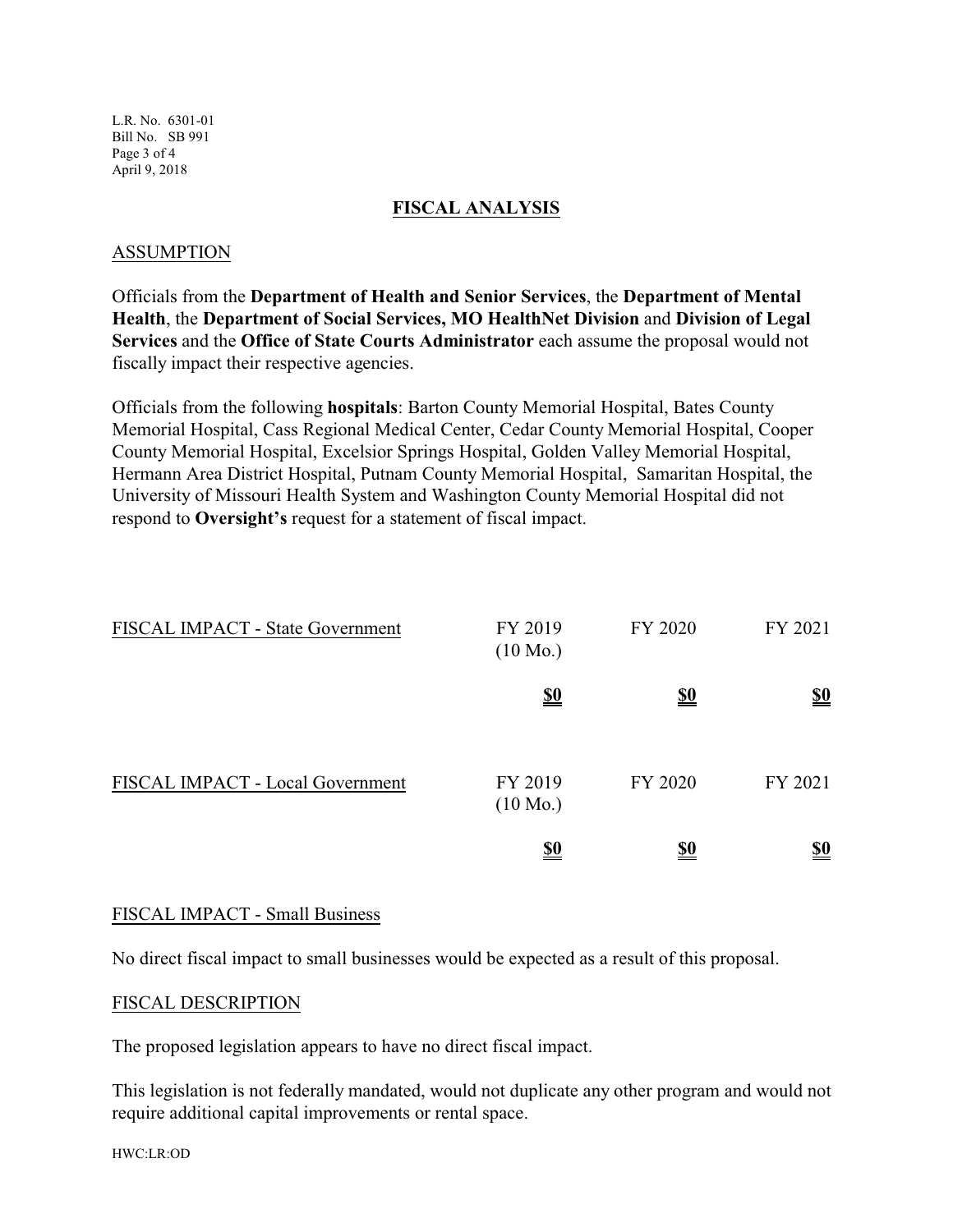## FISCAL ANALYSIS

### ASSUMPTION

Officials from the **Department of Health and Senior Services**, the **Department of Mental Health**, the **Department of Social Services, MO HealthNet Division** and **Division of Legal Services** and the **Office of State Courts Administrator** each assume the proposal would not fiscally impact their respective agencies.

Officials from the following **hospitals**: Barton County Memorial Hospital, Bates County Memorial Hospital, Cass Regional Medical Center, Cedar County Memorial Hospital, Cooper County Memorial Hospital, Excelsior Springs Hospital, Golden Valley Memorial Hospital, Hermann Area District Hospital, Putnam County Memorial Hospital, Samaritan Hospital, the University of Missouri Health System and Washington County Memorial Hospital did not respond to **Oversight's** request for a statement of fiscal impact.

| FISCAL IMPACT - State Government | FY 2019 (10 Mo.) | FY 2020 | FY 2021 |
|---|---|---|---|
| | **$0** | **$0** | **$0** |

| FISCAL IMPACT - Local Government | FY 2019 (10 Mo.) | FY 2020 | FY 2021 |
|---|---|---|---|
| | **$0** | **$0** | **$0** |

### FISCAL IMPACT - Small Business

No direct fiscal impact to small businesses would be expected as a result of this proposal.

### FISCAL DESCRIPTION

The proposed legislation appears to have no direct fiscal impact.

This legislation is not federally mandated, would not duplicate any other program and would not require additional capital improvements or rental space.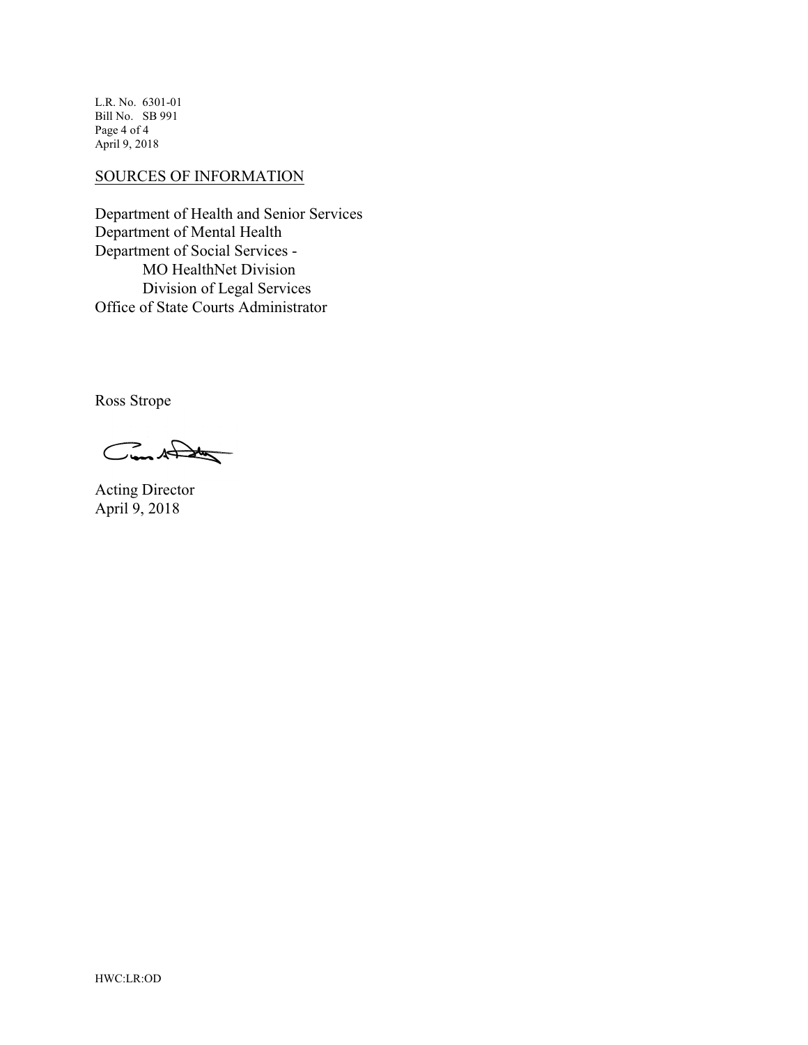## SOURCES OF INFORMATION

Department of Health and Senior Services
Department of Mental Health
Department of Social Services -
    MO HealthNet Division
    Division of Legal Services
Office of State Courts Administrator

Ross Strope

Acting Director
April 9, 2018

HWC:LR:OD